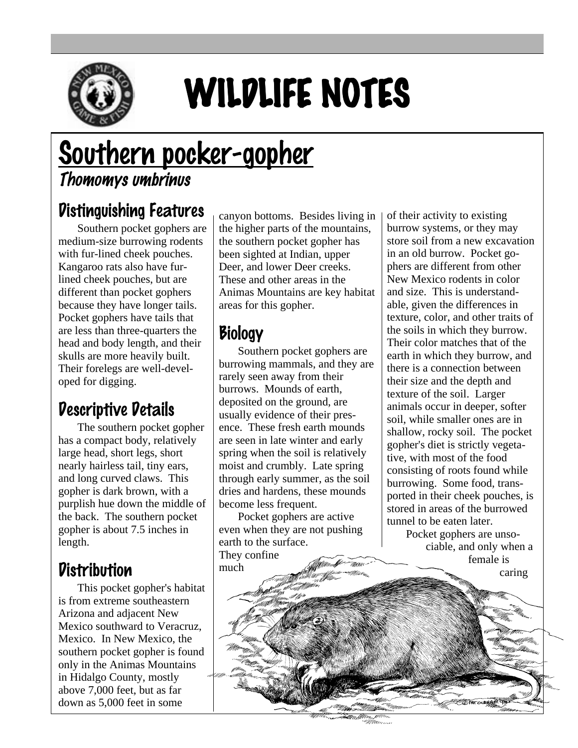# WILDLIFE NOTES

## Southern pocker-gopher

*Thomomys umbrinus*

### Distinguishing Features

Southern pocket gophers are medium-size burrowing rodents with fur-lined cheek pouches. Kangaroo rats also have fur-lined cheek pouches, but are different than pocket gophers because they have longer tails. Pocket gophers have tails that are less than three-quarters the head and body length, and their skulls are more heavily built. Their forelegs are well-developed for digging.

### Descriptive Details

The southern pocket gopher has a compact body, relatively large head, short legs, short nearly hairless tail, tiny ears, and long curved claws. This gopher is dark brown, with a purplish hue down the middle of the back. The southern pocket gopher is about 7.5 inches in length.

### Distribution

This pocket gopher's habitat is from extreme southeastern Arizona and adjacent New Mexico southward to Veracruz, Mexico. In New Mexico, the southern pocket gopher is found only in the Animas Mountains in Hidalgo County, mostly above 7,000 feet, but as far down as 5,000 feet in some canyon bottoms. Besides living in the higher parts of the mountains, the southern pocket gopher has been sighted at Indian, upper Deer, and lower Deer creeks. These and other areas in the Animas Mountains are key habitat areas for this gopher.

### Biology

Southern pocket gophers are burrowing mammals, and they are rarely seen away from their burrows. Mounds of earth, deposited on the ground, are usually evidence of their presence. These fresh earth mounds are seen in late winter and early spring when the soil is relatively moist and crumbly. Late spring through early summer, as the soil dries and hardens, these mounds become less frequent.

Pocket gophers are active even when they are not pushing earth to the surface. They confine much of their activity to existing burrow systems, or they may store soil from a new excavation in an old burrow. Pocket gophers are different from other New Mexico rodents in color and size. This is understandable, given the differences in texture, color, and other traits of the soils in which they burrow. Their color matches that of the earth in which they burrow, and there is a connection between their size and the depth and texture of the soil. Larger animals occur in deeper, softer soil, while smaller ones are in shallow, rocky soil. The pocket gopher's diet is strictly vegetative, with most of the food consisting of roots found while burrowing. Some food, transported in their cheek pouches, is stored in areas of the burrowed tunnel to be eaten later.

Pocket gophers are unsociable, and only when a female is caring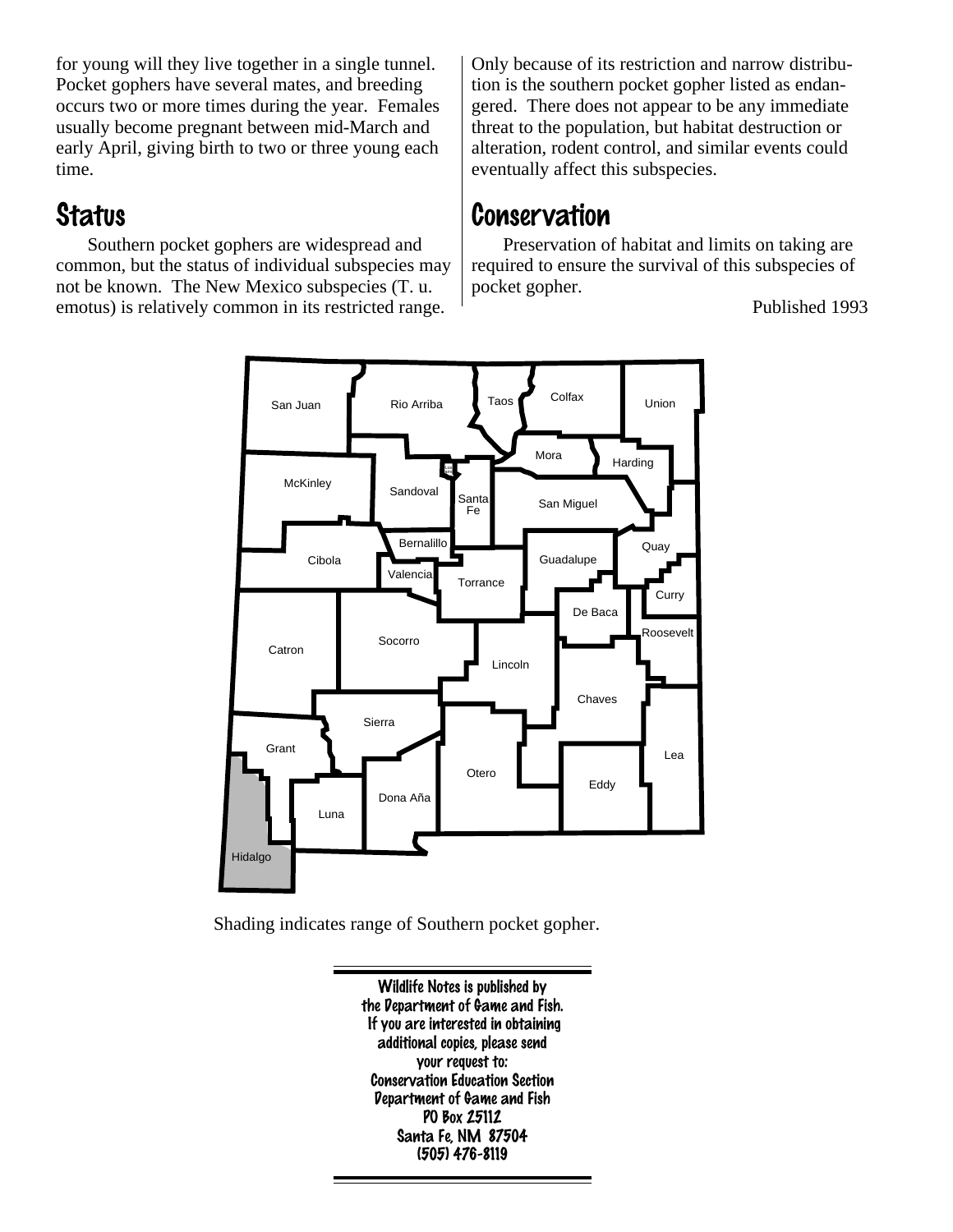for young will they live together in a single tunnel. Pocket gophers have several mates, and breeding occurs two or more times during the year. Females usually become pregnant between mid-March and early April, giving birth to two or three young each time.

## Status

Southern pocket gophers are widespread and common, but the status of individual subspecies may not be known. The New Mexico subspecies (T. u. emotus) is relatively common in its restricted range. Only because of its restriction and narrow distribution is the southern pocket gopher listed as endangered. There does not appear to be any immediate threat to the population, but habitat destruction or alteration, rodent control, and similar events could eventually affect this subspecies.

## Conservation

Preservation of habitat and limits on taking are required to ensure the survival of this subspecies of pocket gopher.

Published 1993

San Juan
Rio Arriba
Taos
Colfax
Union
Mora
Harding
McKinley
Sandoval
Santa Fe
San Miguel
Bernalillo
Quay
Cibola
Valencia
Guadalupe
Torrance
Curry
De Baca
Roosevelt
Catron
Socorro
Lincoln
Chaves
Sierra
Grant
Lea
Otero
Eddy
Dona Aña
Luna
Hidalgo

Shading indicates range of Southern pocket gopher.

---

**Wildlife Notes is published by the Department of Game and Fish. If you are interested in obtaining additional copies, please send your request to:**
**Conservation Education Section**
**Department of Game and Fish**
**PO Box 25112**
**Santa Fe, NM 87504**
**(505) 476-8119**

---